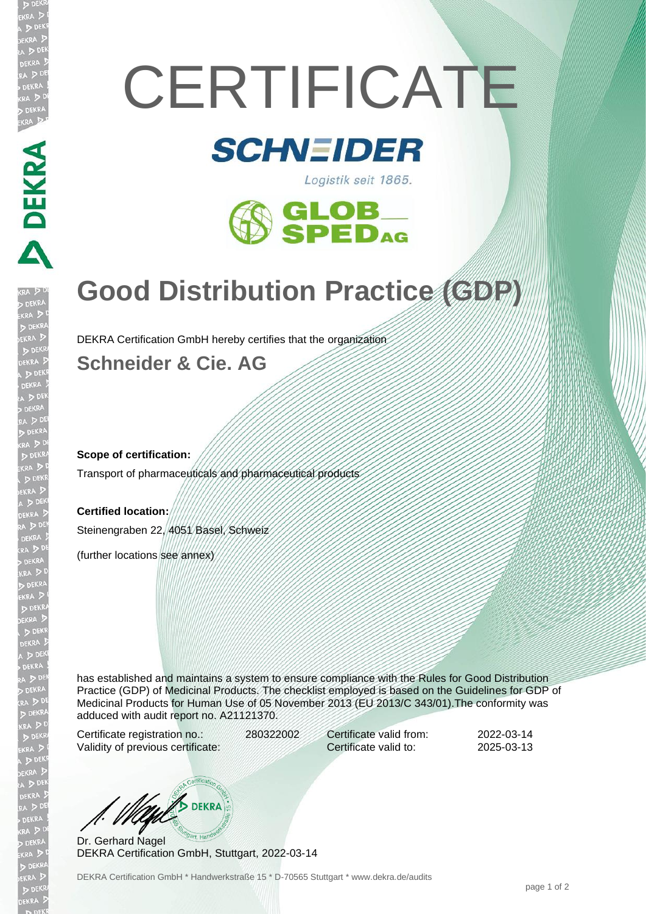# CERTIFICATE

SCHNEIDER

Logistik seit 1865.

GLOB SPED AG

## Good Distribution Practice (GDP)

DEKRA Certification GmbH hereby certifies that the organization

### Schneider & Cie. AG

**Scope of certification:**

Transport of pharmaceuticals and pharmaceutical products

**Certified location:**

Steinengraben 22, 4051 Basel, Schweiz

(further locations see annex)

has established and maintains a system to ensure compliance with the Rules for Good Distribution Practice (GDP) of Medicinal Products. The checklist employed is based on the Guidelines for GDP of Medicinal Products for Human Use of 05 November 2013 (EU 2013/C 343/01).The conformity was adduced with audit report no. A21121370.

| | | | |
|---|---|---|---|
| Certificate registration no.: | 280322002 | Certificate valid from: | 2022-03-14 |
| Validity of previous certificate: | | Certificate valid to: | 2025-03-13 |

Dr. Gerhard Nagel
DEKRA Certification GmbH, Stuttgart, 2022-03-14

DEKRA Certification GmbH * Handwerkstraße 15 * D-70565 Stuttgart * www.dekra.de/audits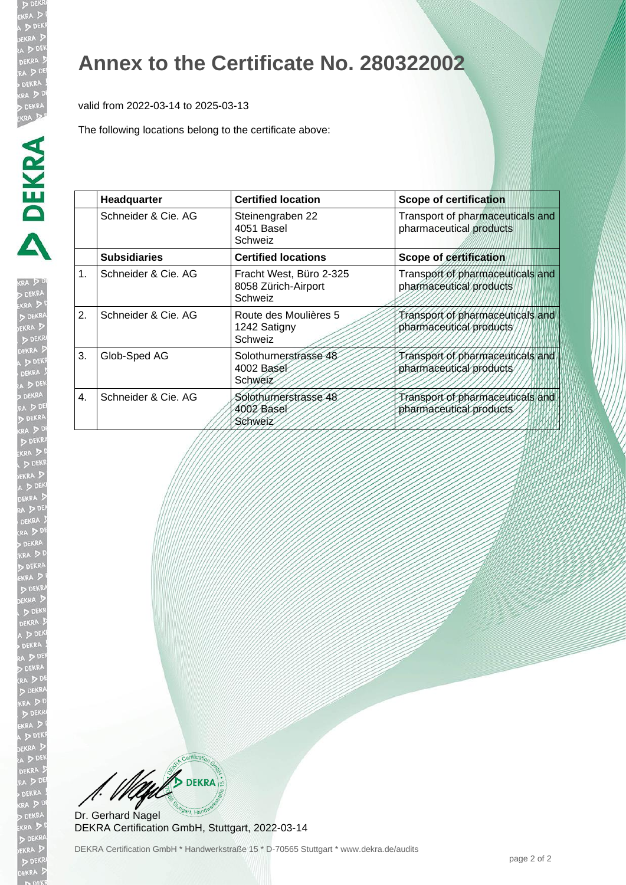# Annex to the Certificate No. 280322002

valid from 2022-03-14 to 2025-03-13

The following locations belong to the certificate above:

| | Headquarter | Certified location | Scope of certification |
|---|---|---|---|
| | Schneider & Cie. AG | Steinengraben 22<br>4051 Basel<br>Schweiz | Transport of pharmaceuticals and pharmaceutical products |
| | **Subsidiaries** | **Certified locations** | **Scope of certification** |
| 1. | Schneider & Cie. AG | Fracht West, Büro 2-325<br>8058 Zürich-Airport<br>Schweiz | Transport of pharmaceuticals and pharmaceutical products |
| 2. | Schneider & Cie. AG | Route des Moulières 5<br>1242 Satigny<br>Schweiz | Transport of pharmaceuticals and pharmaceutical products |
| 3. | Glob-Sped AG | Solothurnerstrasse 48<br>4002 Basel<br>Schweiz | Transport of pharmaceuticals and pharmaceutical products |
| 4. | Schneider & Cie. AG | Solothurnerstrasse 48<br>4002 Basel<br>Schweiz | Transport of pharmaceuticals and pharmaceutical products |

Dr. Gerhard Nagel
DEKRA Certification GmbH, Stuttgart, 2022-03-14

DEKRA Certification GmbH * Handwerkstraße 15 * D-70565 Stuttgart * www.dekra.de/audits